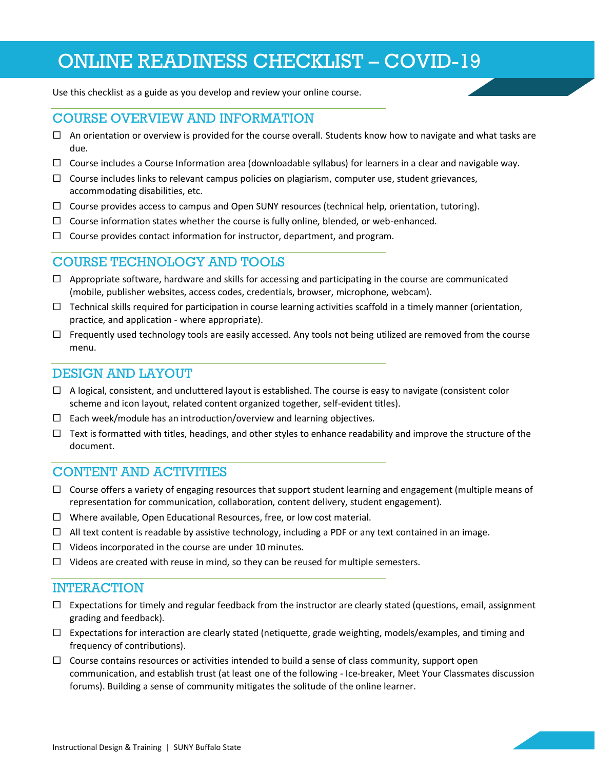# ONLINE READINESS CHECKLIST – COVID-19

Use this checklist as a guide as you develop and review your online course.

## COURSE OVERVIEW AND INFORMATION

- ☐ An orientation or overview is provided for the course overall. Students know how to navigate and what tasks are due.
- ☐ Course includes a Course Information area (downloadable syllabus) for learners in a clear and navigable way.
- ☐ Course includes links to relevant campus policies on plagiarism, computer use, student grievances, accommodating disabilities, etc.
- ☐ Course provides access to campus and Open SUNY resources (technical help, orientation, tutoring).
- ☐ Course information states whether the course is fully online, blended, or web-enhanced.
- ☐ Course provides contact information for instructor, department, and program.

## COURSE TECHNOLOGY AND TOOLS

- ☐ Appropriate software, hardware and skills for accessing and participating in the course are communicated (mobile, publisher websites, access codes, credentials, browser, microphone, webcam).
- ☐ Technical skills required for participation in course learning activities scaffold in a timely manner (orientation, practice, and application - where appropriate).
- ☐ Frequently used technology tools are easily accessed. Any tools not being utilized are removed from the course menu.

## DESIGN AND LAYOUT

- ☐ A logical, consistent, and uncluttered layout is established. The course is easy to navigate (consistent color scheme and icon layout, related content organized together, self-evident titles).
- ☐ Each week/module has an introduction/overview and learning objectives.
- ☐ Text is formatted with titles, headings, and other styles to enhance readability and improve the structure of the document.

## CONTENT AND ACTIVITIES

- ☐ Course offers a variety of engaging resources that support student learning and engagement (multiple means of representation for communication, collaboration, content delivery, student engagement).
- ☐ Where available, Open Educational Resources, free, or low cost material.
- ☐ All text content is readable by assistive technology, including a PDF or any text contained in an image.
- ☐ Videos incorporated in the course are under 10 minutes.
- ☐ Videos are created with reuse in mind, so they can be reused for multiple semesters.

## INTERACTION

- ☐ Expectations for timely and regular feedback from the instructor are clearly stated (questions, email, assignment grading and feedback).
- ☐ Expectations for interaction are clearly stated (netiquette, grade weighting, models/examples, and timing and frequency of contributions).
- ☐ Course contains resources or activities intended to build a sense of class community, support open communication, and establish trust (at least one of the following - Ice-breaker, Meet Your Classmates discussion forums). Building a sense of community mitigates the solitude of the online learner.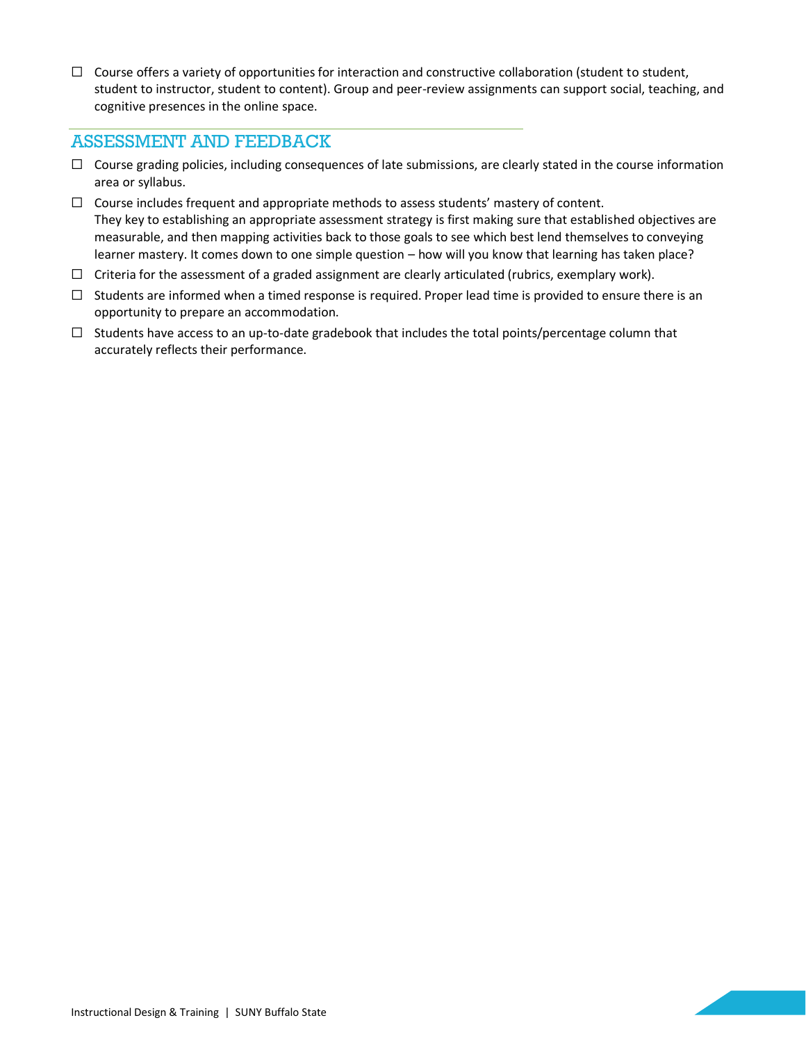- ☐ Course offers a variety of opportunities for interaction and constructive collaboration (student to student, student to instructor, student to content). Group and peer-review assignments can support social, teaching, and cognitive presences in the online space.

## ASSESSMENT AND FEEDBACK

- ☐ Course grading policies, including consequences of late submissions, are clearly stated in the course information area or syllabus.
- ☐ Course includes frequent and appropriate methods to assess students' mastery of content.
  They key to establishing an appropriate assessment strategy is first making sure that established objectives are measurable, and then mapping activities back to those goals to see which best lend themselves to conveying learner mastery. It comes down to one simple question – how will you know that learning has taken place?
- ☐ Criteria for the assessment of a graded assignment are clearly articulated (rubrics, exemplary work).
- ☐ Students are informed when a timed response is required. Proper lead time is provided to ensure there is an opportunity to prepare an accommodation.
- ☐ Students have access to an up-to-date gradebook that includes the total points/percentage column that accurately reflects their performance.